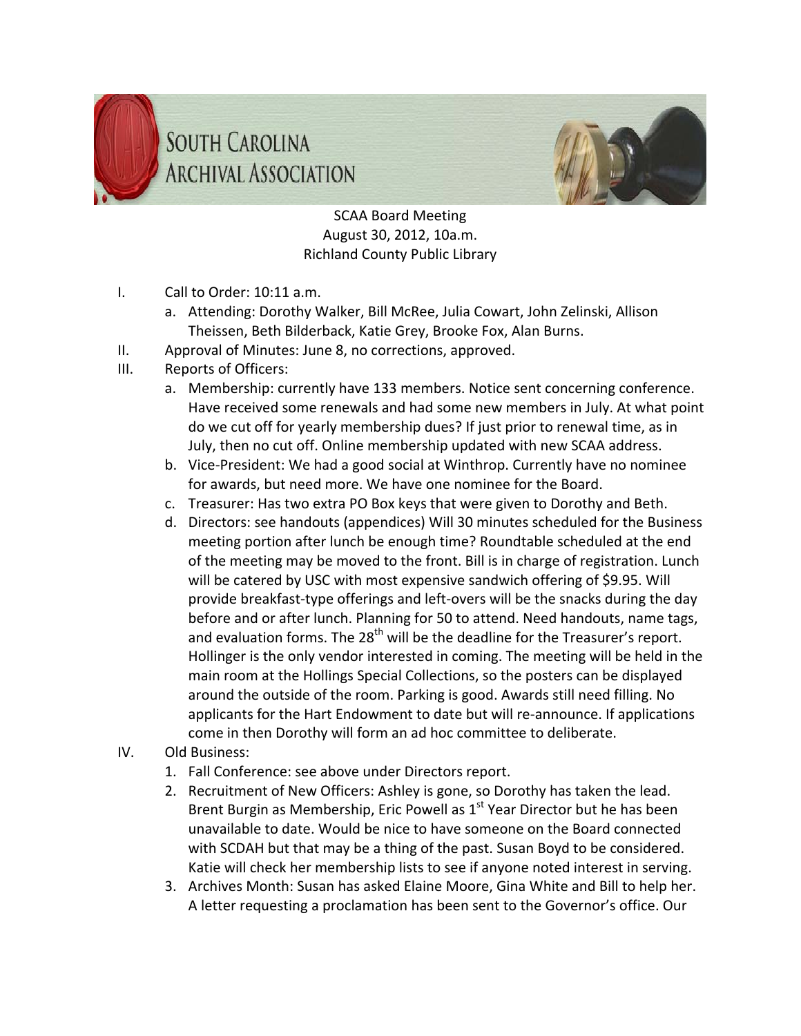# South Carolina Archival Association

SCAA Board Meeting
August 30, 2012, 10a.m.
Richland County Public Library

I. Call to Order: 10:11 a.m.
   a. Attending: Dorothy Walker, Bill McRee, Julia Cowart, John Zelinski, Allison Theissen, Beth Bilderback, Katie Grey, Brooke Fox, Alan Burns.

II. Approval of Minutes: June 8, no corrections, approved.

III. Reports of Officers:
   a. Membership: currently have 133 members. Notice sent concerning conference. Have received some renewals and had some new members in July. At what point do we cut off for yearly membership dues? If just prior to renewal time, as in July, then no cut off. Online membership updated with new SCAA address.
   b. Vice-President: We had a good social at Winthrop. Currently have no nominee for awards, but need more. We have one nominee for the Board.
   c. Treasurer: Has two extra PO Box keys that were given to Dorothy and Beth.
   d. Directors: see handouts (appendices) Will 30 minutes scheduled for the Business meeting portion after lunch be enough time? Roundtable scheduled at the end of the meeting may be moved to the front. Bill is in charge of registration. Lunch will be catered by USC with most expensive sandwich offering of $9.95. Will provide breakfast-type offerings and left-overs will be the snacks during the day before and or after lunch. Planning for 50 to attend. Need handouts, name tags, and evaluation forms. The 28th will be the deadline for the Treasurer's report. Hollinger is the only vendor interested in coming. The meeting will be held in the main room at the Hollings Special Collections, so the posters can be displayed around the outside of the room. Parking is good. Awards still need filling. No applicants for the Hart Endowment to date but will re-announce. If applications come in then Dorothy will form an ad hoc committee to deliberate.

IV. Old Business:
   1. Fall Conference: see above under Directors report.
   2. Recruitment of New Officers: Ashley is gone, so Dorothy has taken the lead. Brent Burgin as Membership, Eric Powell as 1st Year Director but he has been unavailable to date. Would be nice to have someone on the Board connected with SCDAH but that may be a thing of the past. Susan Boyd to be considered. Katie will check her membership lists to see if anyone noted interest in serving.
   3. Archives Month: Susan has asked Elaine Moore, Gina White and Bill to help her. A letter requesting a proclamation has been sent to the Governor's office. Our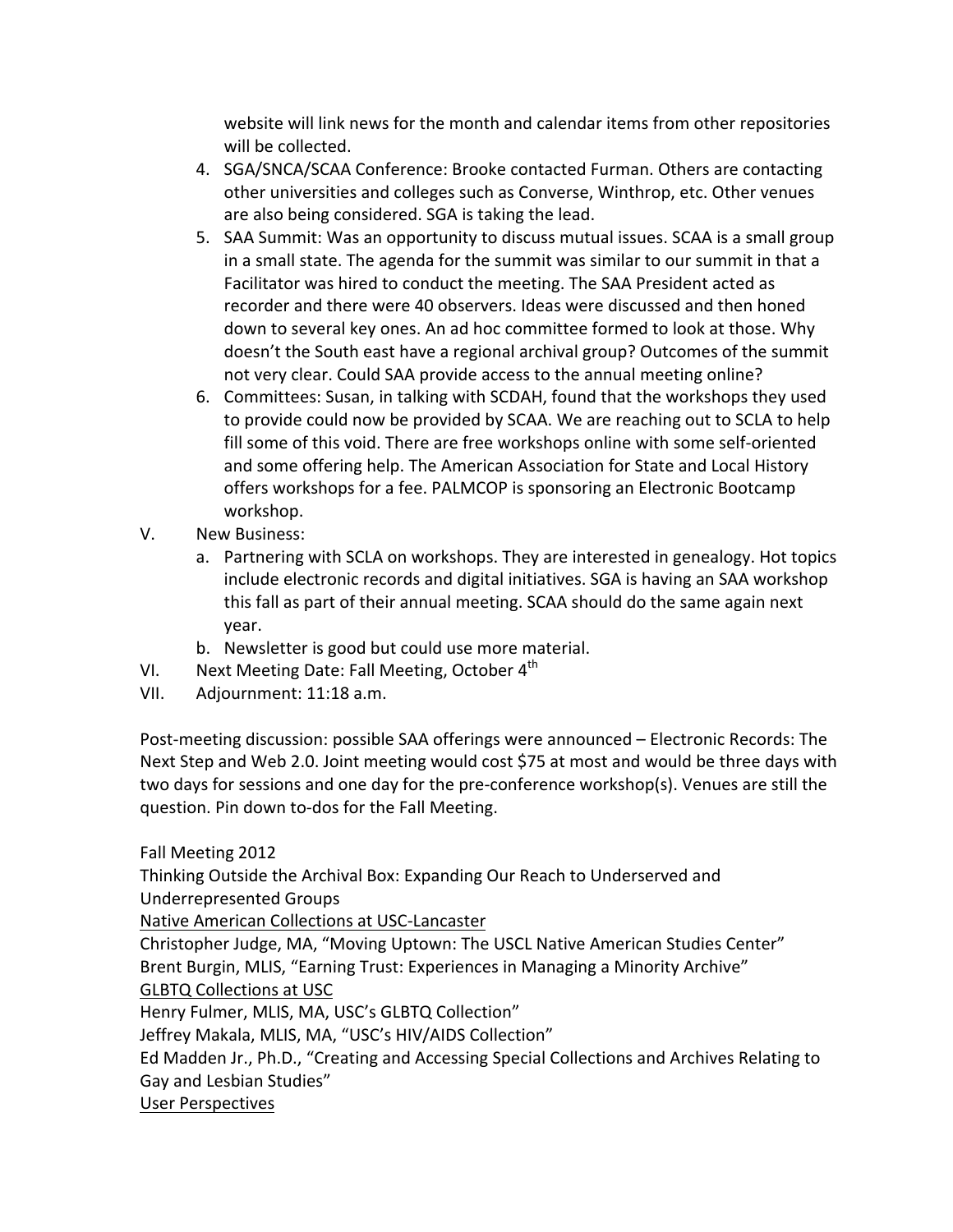website will link news for the month and calendar items from other repositories will be collected.

4. SGA/SNCA/SCAA Conference: Brooke contacted Furman. Others are contacting other universities and colleges such as Converse, Winthrop, etc. Other venues are also being considered. SGA is taking the lead.
5. SAA Summit: Was an opportunity to discuss mutual issues. SCAA is a small group in a small state. The agenda for the summit was similar to our summit in that a Facilitator was hired to conduct the meeting. The SAA President acted as recorder and there were 40 observers. Ideas were discussed and then honed down to several key ones. An ad hoc committee formed to look at those. Why doesn't the South east have a regional archival group? Outcomes of the summit not very clear. Could SAA provide access to the annual meeting online?
6. Committees: Susan, in talking with SCDAH, found that the workshops they used to provide could now be provided by SCAA. We are reaching out to SCLA to help fill some of this void. There are free workshops online with some self-oriented and some offering help. The American Association for State and Local History offers workshops for a fee. PALMCOP is sponsoring an Electronic Bootcamp workshop.

V. New Business:
   a. Partnering with SCLA on workshops. They are interested in genealogy. Hot topics include electronic records and digital initiatives. SGA is having an SAA workshop this fall as part of their annual meeting. SCAA should do the same again next year.
   b. Newsletter is good but could use more material.

VI. Next Meeting Date: Fall Meeting, October 4th

VII. Adjournment: 11:18 a.m.

Post-meeting discussion: possible SAA offerings were announced – Electronic Records: The Next Step and Web 2.0. Joint meeting would cost $75 at most and would be three days with two days for sessions and one day for the pre-conference workshop(s). Venues are still the question. Pin down to-dos for the Fall Meeting.

Fall Meeting 2012
Thinking Outside the Archival Box: Expanding Our Reach to Underserved and Underrepresented Groups
<u>Native American Collections at USC-Lancaster</u>
Christopher Judge, MA, "Moving Uptown: The USCL Native American Studies Center"
Brent Burgin, MLIS, "Earning Trust: Experiences in Managing a Minority Archive"
<u>GLBTQ Collections at USC</u>
Henry Fulmer, MLIS, MA, USC's GLBTQ Collection"
Jeffrey Makala, MLIS, MA, "USC's HIV/AIDS Collection"
Ed Madden Jr., Ph.D., "Creating and Accessing Special Collections and Archives Relating to Gay and Lesbian Studies"
<u>User Perspectives</u>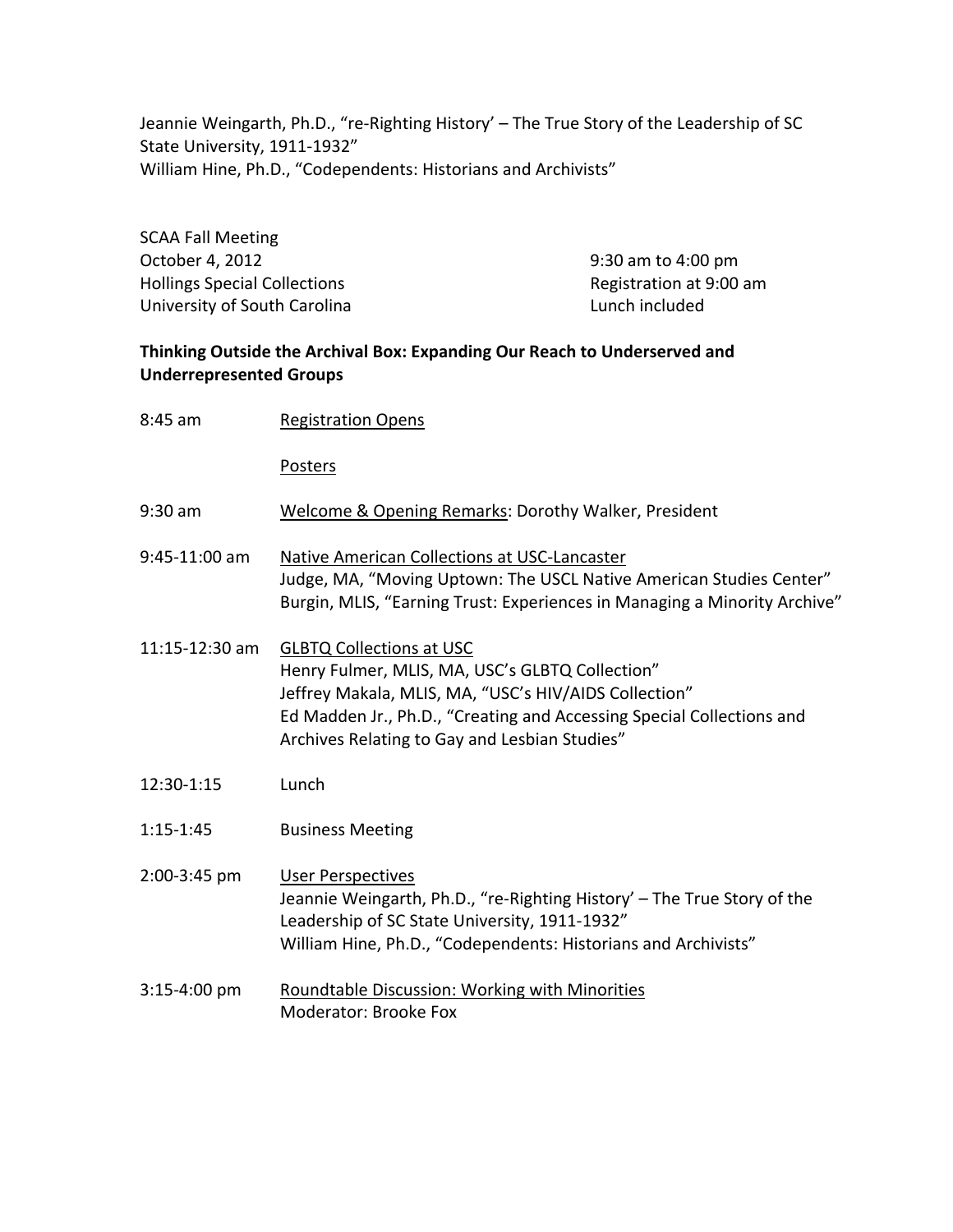Jeannie Weingarth, Ph.D., "re-Righting History' – The True Story of the Leadership of SC State University, 1911-1932"
William Hine, Ph.D., "Codependents: Historians and Archivists"

SCAA Fall Meeting
October 4, 2012
Hollings Special Collections
University of South Carolina

9:30 am to 4:00 pm
Registration at 9:00 am
Lunch included

**Thinking Outside the Archival Box: Expanding Our Reach to Underserved and Underrepresented Groups**

| | |
|---|---|
| 8:45 am | Registration Opens |
| | Posters |
| 9:30 am | Welcome & Opening Remarks: Dorothy Walker, President |
| 9:45-11:00 am | Native American Collections at USC-Lancaster<br>Judge, MA, "Moving Uptown: The USCL Native American Studies Center"<br>Burgin, MLIS, "Earning Trust: Experiences in Managing a Minority Archive" |
| 11:15-12:30 am | GLBTQ Collections at USC<br>Henry Fulmer, MLIS, MA, USC's GLBTQ Collection"<br>Jeffrey Makala, MLIS, MA, "USC's HIV/AIDS Collection"<br>Ed Madden Jr., Ph.D., "Creating and Accessing Special Collections and Archives Relating to Gay and Lesbian Studies" |
| 12:30-1:15 | Lunch |
| 1:15-1:45 | Business Meeting |
| 2:00-3:45 pm | User Perspectives<br>Jeannie Weingarth, Ph.D., "re-Righting History' – The True Story of the Leadership of SC State University, 1911-1932"<br>William Hine, Ph.D., "Codependents: Historians and Archivists" |
| 3:15-4:00 pm | Roundtable Discussion: Working with Minorities<br>Moderator: Brooke Fox |